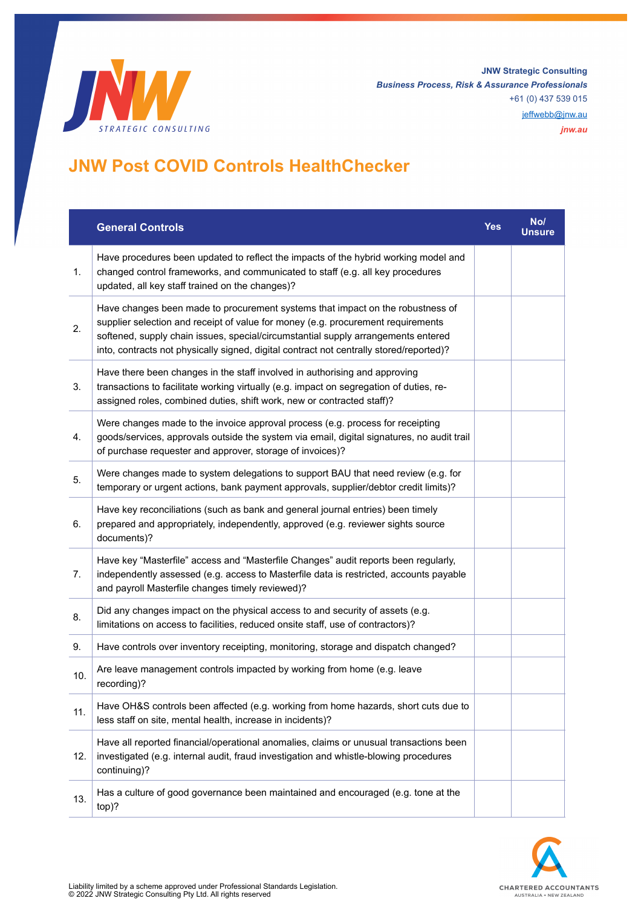JNW Strategic Consulting
*Business Process, Risk & Assurance Professionals*
+61 (0) 437 539 015
jeffwebb@jnw.au
*jnw.au*

# JNW Post COVID Controls HealthChecker

| | General Controls | Yes | No/ Unsure |
|---|---|---|---|
| 1. | Have procedures been updated to reflect the impacts of the hybrid working model and changed control frameworks, and communicated to staff (e.g. all key procedures updated, all key staff trained on the changes)? | | |
| 2. | Have changes been made to procurement systems that impact on the robustness of supplier selection and receipt of value for money (e.g. procurement requirements softened, supply chain issues, special/circumstantial supply arrangements entered into, contracts not physically signed, digital contract not centrally stored/reported)? | | |
| 3. | Have there been changes in the staff involved in authorising and approving transactions to facilitate working virtually (e.g. impact on segregation of duties, re-assigned roles, combined duties, shift work, new or contracted staff)? | | |
| 4. | Were changes made to the invoice approval process (e.g. process for receipting goods/services, approvals outside the system via email, digital signatures, no audit trail of purchase requester and approver, storage of invoices)? | | |
| 5. | Were changes made to system delegations to support BAU that need review (e.g. for temporary or urgent actions, bank payment approvals, supplier/debtor credit limits)? | | |
| 6. | Have key reconciliations (such as bank and general journal entries) been timely prepared and appropriately, independently, approved (e.g. reviewer sights source documents)? | | |
| 7. | Have key "Masterfile" access and "Masterfile Changes" audit reports been regularly, independently assessed (e.g. access to Masterfile data is restricted, accounts payable and payroll Masterfile changes timely reviewed)? | | |
| 8. | Did any changes impact on the physical access to and security of assets (e.g. limitations on access to facilities, reduced onsite staff, use of contractors)? | | |
| 9. | Have controls over inventory receipting, monitoring, storage and dispatch changed? | | |
| 10. | Are leave management controls impacted by working from home (e.g. leave recording)? | | |
| 11. | Have OH&S controls been affected (e.g. working from home hazards, short cuts due to less staff on site, mental health, increase in incidents)? | | |
| 12. | Have all reported financial/operational anomalies, claims or unusual transactions been investigated (e.g. internal audit, fraud investigation and whistle-blowing procedures continuing)? | | |
| 13. | Has a culture of good governance been maintained and encouraged (e.g. tone at the top)? | | |

Liability limited by a scheme approved under Professional Standards Legislation.
© 2022 JNW Strategic Consulting Pty Ltd. All rights reserved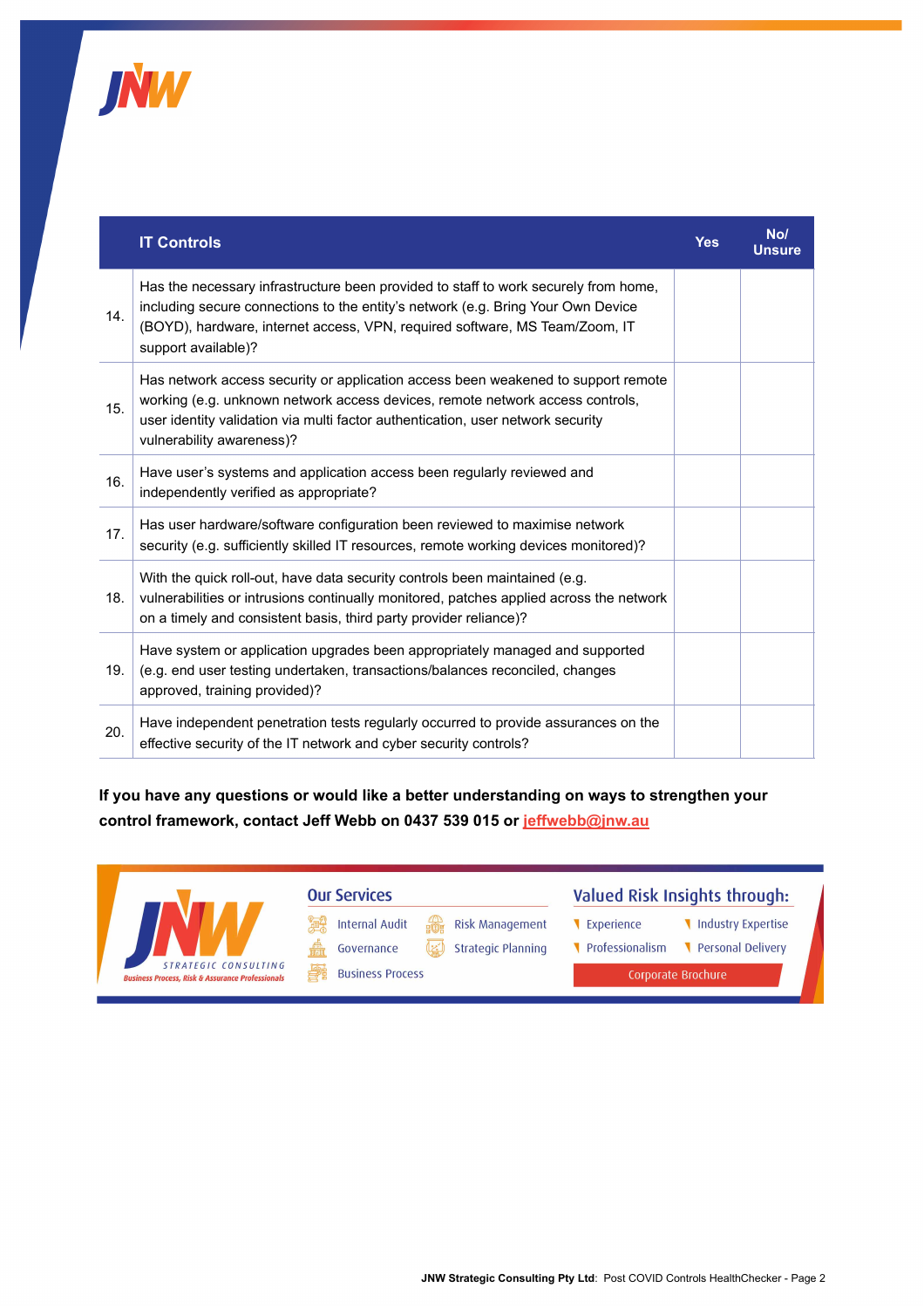| | IT Controls | Yes | No/ Unsure |
|---|---|---|---|
| 14. | Has the necessary infrastructure been provided to staff to work securely from home, including secure connections to the entity's network (e.g. Bring Your Own Device (BOYD), hardware, internet access, VPN, required software, MS Team/Zoom, IT support available)? | | |
| 15. | Has network access security or application access been weakened to support remote working (e.g. unknown network access devices, remote network access controls, user identity validation via multi factor authentication, user network security vulnerability awareness)? | | |
| 16. | Have user's systems and application access been regularly reviewed and independently verified as appropriate? | | |
| 17. | Has user hardware/software configuration been reviewed to maximise network security (e.g. sufficiently skilled IT resources, remote working devices monitored)? | | |
| 18. | With the quick roll-out, have data security controls been maintained (e.g. vulnerabilities or intrusions continually monitored, patches applied across the network on a timely and consistent basis, third party provider reliance)? | | |
| 19. | Have system or application upgrades been appropriately managed and supported (e.g. end user testing undertaken, transactions/balances reconciled, changes approved, training provided)? | | |
| 20. | Have independent penetration tests regularly occurred to provide assurances on the effective security of the IT network and cyber security controls? | | |

**If you have any questions or would like a better understanding on ways to strengthen your control framework, contact Jeff Webb on 0437 539 015 or jeffwebb@jnw.au**

JNW STRATEGIC CONSULTING
*Business Process, Risk & Assurance Professionals*

**Our Services**

- Internal Audit
- Risk Management
- Governance
- Strategic Planning
- Business Process

**Valued Risk Insights through:**

- Experience
- Industry Expertise
- Professionalism
- Personal Delivery

Corporate Brochure